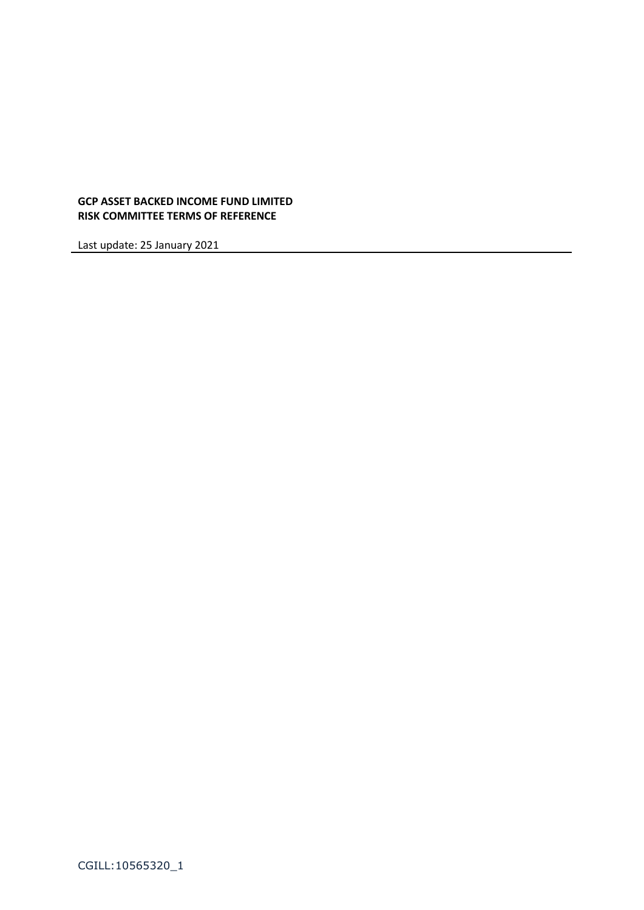**GCP ASSET BACKED INCOME FUND LIMITED**
**RISK COMMITTEE TERMS OF REFERENCE**

Last update: 25 January 2021

CGILL:10565320_1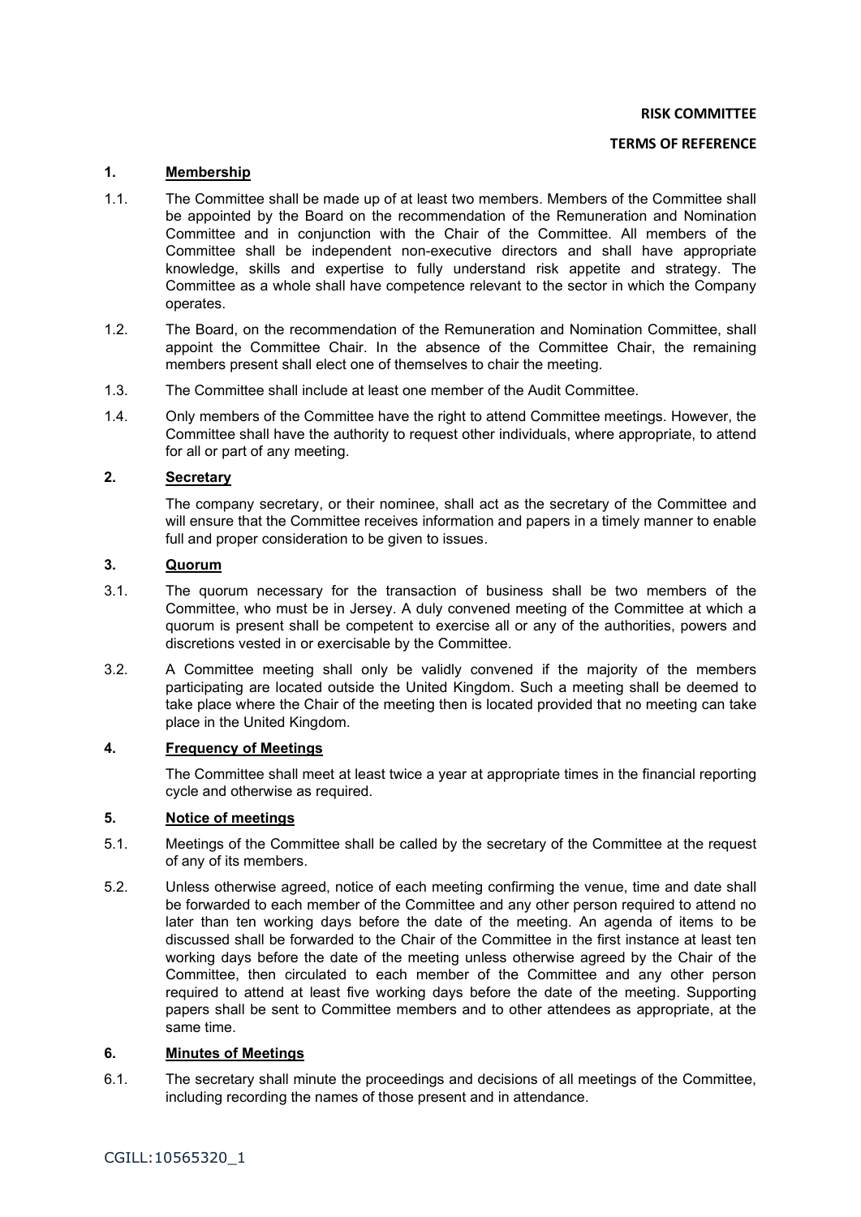**RISK COMMITTEE**

**TERMS OF REFERENCE**

## 1. Membership

1.1. The Committee shall be made up of at least two members. Members of the Committee shall be appointed by the Board on the recommendation of the Remuneration and Nomination Committee and in conjunction with the Chair of the Committee. All members of the Committee shall be independent non-executive directors and shall have appropriate knowledge, skills and expertise to fully understand risk appetite and strategy. The Committee as a whole shall have competence relevant to the sector in which the Company operates.

1.2. The Board, on the recommendation of the Remuneration and Nomination Committee, shall appoint the Committee Chair. In the absence of the Committee Chair, the remaining members present shall elect one of themselves to chair the meeting.

1.3. The Committee shall include at least one member of the Audit Committee.

1.4. Only members of the Committee have the right to attend Committee meetings. However, the Committee shall have the authority to request other individuals, where appropriate, to attend for all or part of any meeting.

## 2. Secretary

The company secretary, or their nominee, shall act as the secretary of the Committee and will ensure that the Committee receives information and papers in a timely manner to enable full and proper consideration to be given to issues.

## 3. Quorum

3.1. The quorum necessary for the transaction of business shall be two members of the Committee, who must be in Jersey. A duly convened meeting of the Committee at which a quorum is present shall be competent to exercise all or any of the authorities, powers and discretions vested in or exercisable by the Committee.

3.2. A Committee meeting shall only be validly convened if the majority of the members participating are located outside the United Kingdom. Such a meeting shall be deemed to take place where the Chair of the meeting then is located provided that no meeting can take place in the United Kingdom.

## 4. Frequency of Meetings

The Committee shall meet at least twice a year at appropriate times in the financial reporting cycle and otherwise as required.

## 5. Notice of meetings

5.1. Meetings of the Committee shall be called by the secretary of the Committee at the request of any of its members.

5.2. Unless otherwise agreed, notice of each meeting confirming the venue, time and date shall be forwarded to each member of the Committee and any other person required to attend no later than ten working days before the date of the meeting. An agenda of items to be discussed shall be forwarded to the Chair of the Committee in the first instance at least ten working days before the date of the meeting unless otherwise agreed by the Chair of the Committee, then circulated to each member of the Committee and any other person required to attend at least five working days before the date of the meeting. Supporting papers shall be sent to Committee members and to other attendees as appropriate, at the same time.

## 6. Minutes of Meetings

6.1. The secretary shall minute the proceedings and decisions of all meetings of the Committee, including recording the names of those present and in attendance.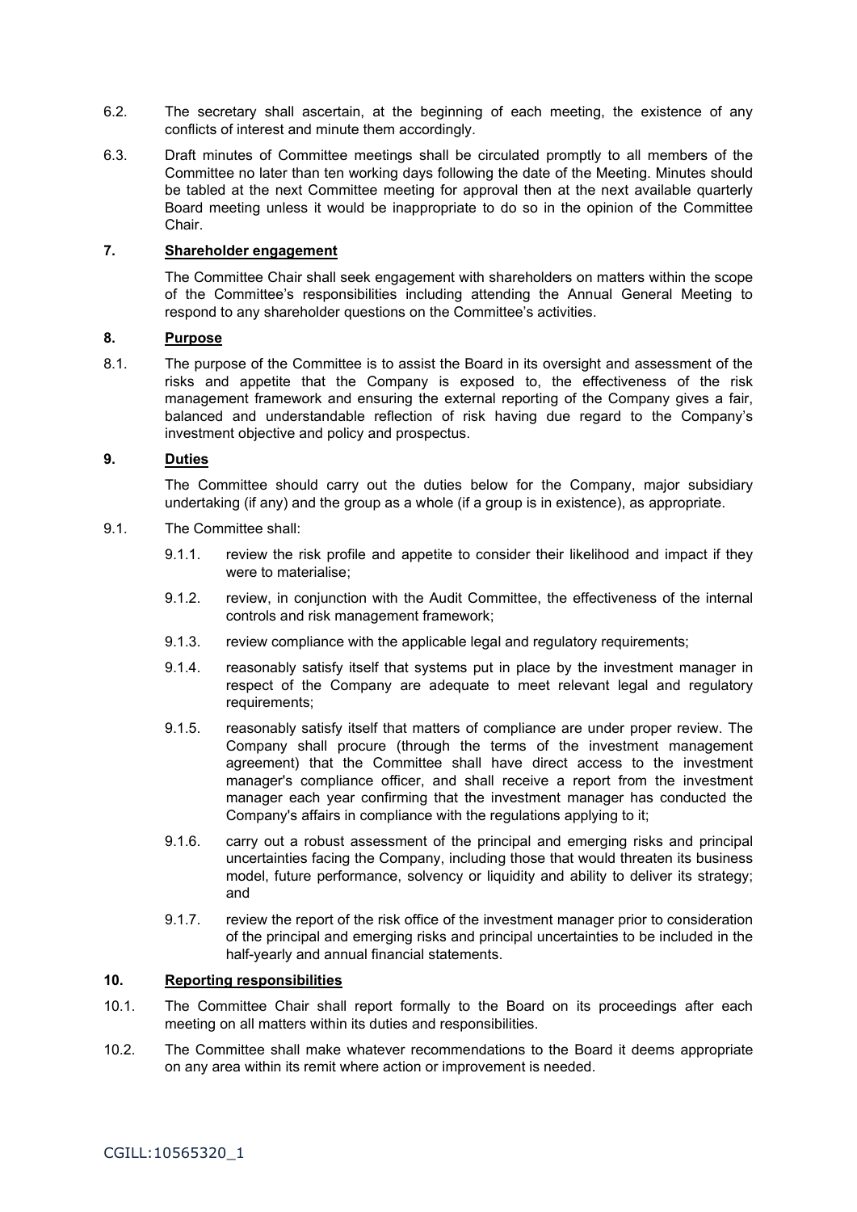6.2. The secretary shall ascertain, at the beginning of each meeting, the existence of any conflicts of interest and minute them accordingly.

6.3. Draft minutes of Committee meetings shall be circulated promptly to all members of the Committee no later than ten working days following the date of the Meeting. Minutes should be tabled at the next Committee meeting for approval then at the next available quarterly Board meeting unless it would be inappropriate to do so in the opinion of the Committee Chair.

## 7. Shareholder engagement

The Committee Chair shall seek engagement with shareholders on matters within the scope of the Committee's responsibilities including attending the Annual General Meeting to respond to any shareholder questions on the Committee's activities.

## 8. Purpose

8.1. The purpose of the Committee is to assist the Board in its oversight and assessment of the risks and appetite that the Company is exposed to, the effectiveness of the risk management framework and ensuring the external reporting of the Company gives a fair, balanced and understandable reflection of risk having due regard to the Company's investment objective and policy and prospectus.

## 9. Duties

The Committee should carry out the duties below for the Company, major subsidiary undertaking (if any) and the group as a whole (if a group is in existence), as appropriate.

9.1. The Committee shall:

9.1.1. review the risk profile and appetite to consider their likelihood and impact if they were to materialise;

9.1.2. review, in conjunction with the Audit Committee, the effectiveness of the internal controls and risk management framework;

9.1.3. review compliance with the applicable legal and regulatory requirements;

9.1.4. reasonably satisfy itself that systems put in place by the investment manager in respect of the Company are adequate to meet relevant legal and regulatory requirements;

9.1.5. reasonably satisfy itself that matters of compliance are under proper review. The Company shall procure (through the terms of the investment management agreement) that the Committee shall have direct access to the investment manager's compliance officer, and shall receive a report from the investment manager each year confirming that the investment manager has conducted the Company's affairs in compliance with the regulations applying to it;

9.1.6. carry out a robust assessment of the principal and emerging risks and principal uncertainties facing the Company, including those that would threaten its business model, future performance, solvency or liquidity and ability to deliver its strategy; and

9.1.7. review the report of the risk office of the investment manager prior to consideration of the principal and emerging risks and principal uncertainties to be included in the half-yearly and annual financial statements.

## 10. Reporting responsibilities

10.1. The Committee Chair shall report formally to the Board on its proceedings after each meeting on all matters within its duties and responsibilities.

10.2. The Committee shall make whatever recommendations to the Board it deems appropriate on any area within its remit where action or improvement is needed.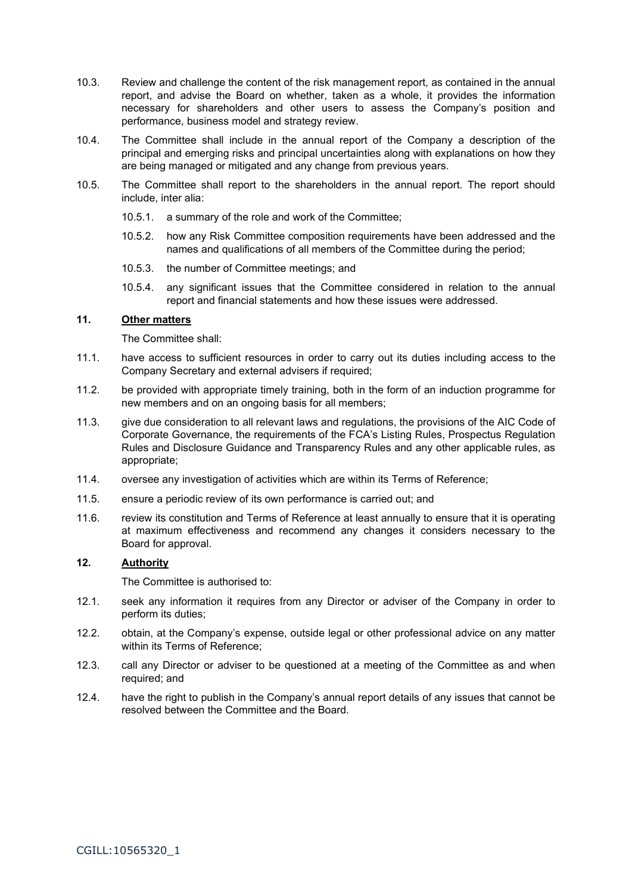10.3. Review and challenge the content of the risk management report, as contained in the annual report, and advise the Board on whether, taken as a whole, it provides the information necessary for shareholders and other users to assess the Company's position and performance, business model and strategy review.

10.4. The Committee shall include in the annual report of the Company a description of the principal and emerging risks and principal uncertainties along with explanations on how they are being managed or mitigated and any change from previous years.

10.5. The Committee shall report to the shareholders in the annual report. The report should include, inter alia:

10.5.1. a summary of the role and work of the Committee;

10.5.2. how any Risk Committee composition requirements have been addressed and the names and qualifications of all members of the Committee during the period;

10.5.3. the number of Committee meetings; and

10.5.4. any significant issues that the Committee considered in relation to the annual report and financial statements and how these issues were addressed.

## 11. Other matters

The Committee shall:

11.1. have access to sufficient resources in order to carry out its duties including access to the Company Secretary and external advisers if required;

11.2. be provided with appropriate timely training, both in the form of an induction programme for new members and on an ongoing basis for all members;

11.3. give due consideration to all relevant laws and regulations, the provisions of the AIC Code of Corporate Governance, the requirements of the FCA's Listing Rules, Prospectus Regulation Rules and Disclosure Guidance and Transparency Rules and any other applicable rules, as appropriate;

11.4. oversee any investigation of activities which are within its Terms of Reference;

11.5. ensure a periodic review of its own performance is carried out; and

11.6. review its constitution and Terms of Reference at least annually to ensure that it is operating at maximum effectiveness and recommend any changes it considers necessary to the Board for approval.

## 12. Authority

The Committee is authorised to:

12.1. seek any information it requires from any Director or adviser of the Company in order to perform its duties;

12.2. obtain, at the Company's expense, outside legal or other professional advice on any matter within its Terms of Reference;

12.3. call any Director or adviser to be questioned at a meeting of the Committee as and when required; and

12.4. have the right to publish in the Company's annual report details of any issues that cannot be resolved between the Committee and the Board.

CGILL:10565320_1